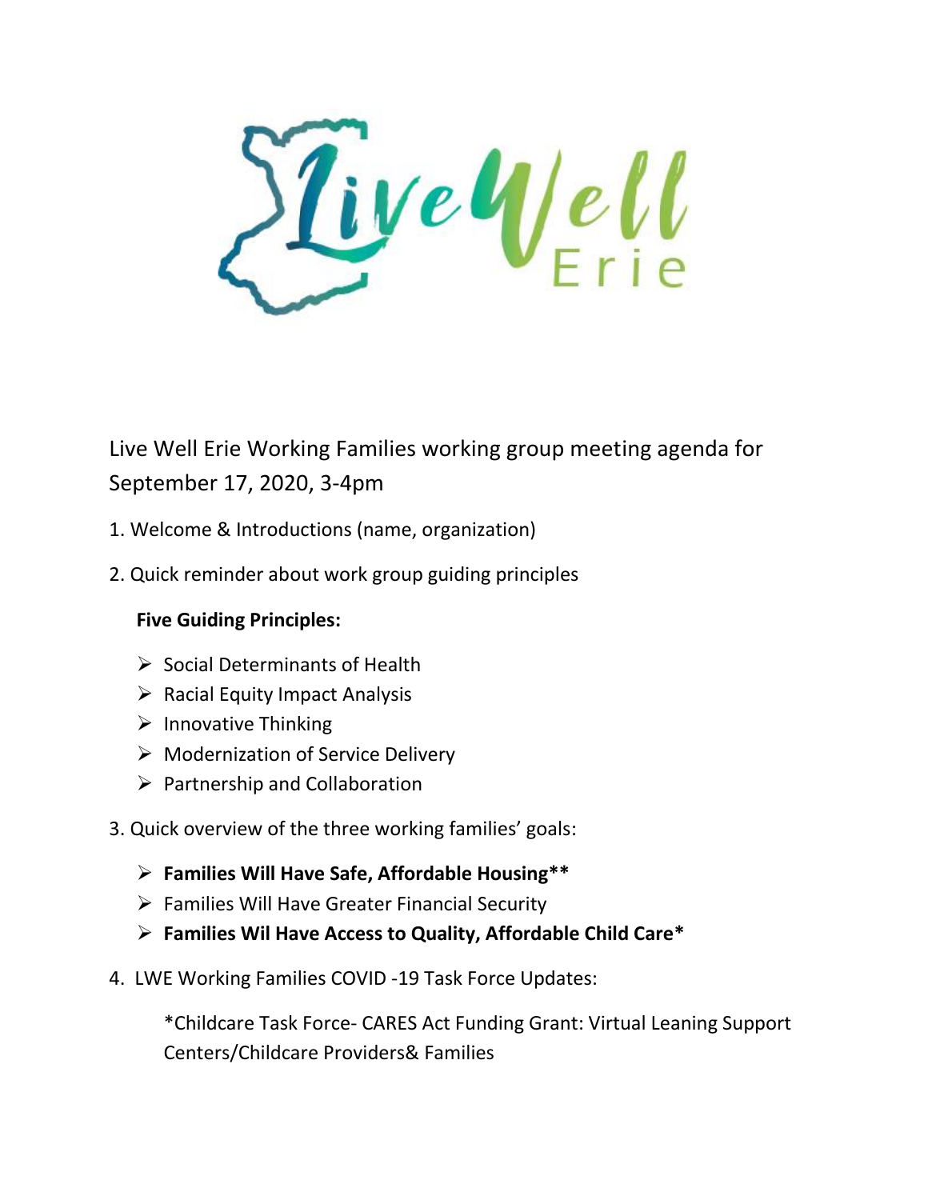Live Well Erie

Live Well Erie Working Families working group meeting agenda for September 17, 2020, 3-4pm

1. Welcome & Introductions (name, organization)

2. Quick reminder about work group guiding principles

   **Five Guiding Principles:**

   - Social Determinants of Health
   - Racial Equity Impact Analysis
   - Innovative Thinking
   - Modernization of Service Delivery
   - Partnership and Collaboration

3. Quick overview of the three working families' goals:

   - **Families Will Have Safe, Affordable Housing****
   - Families Will Have Greater Financial Security
   - **Families Wil Have Access to Quality, Affordable Child Care***

4. LWE Working Families COVID -19 Task Force Updates:

   *Childcare Task Force- CARES Act Funding Grant: Virtual Leaning Support Centers/Childcare Providers& Families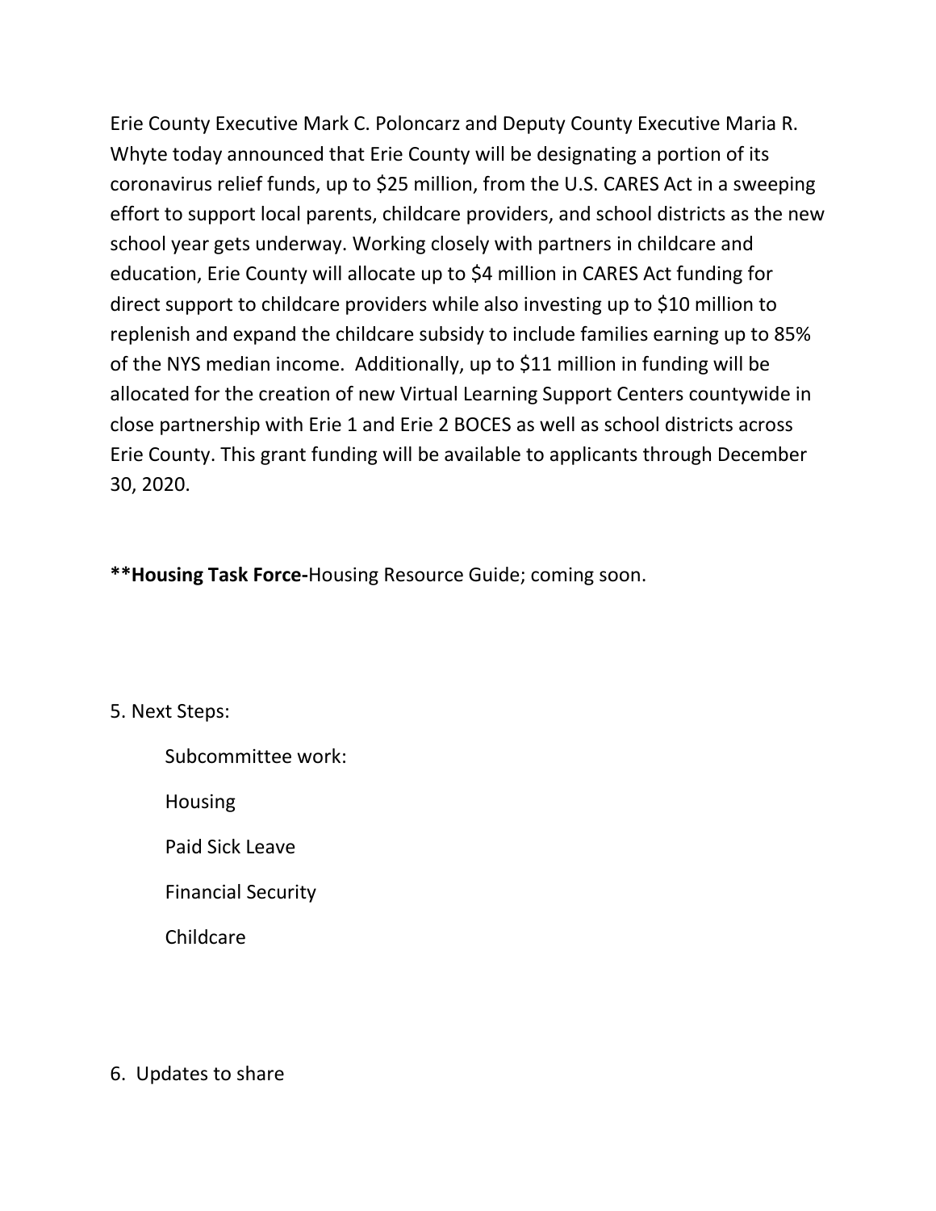Erie County Executive Mark C. Poloncarz and Deputy County Executive Maria R. Whyte today announced that Erie County will be designating a portion of its coronavirus relief funds, up to $25 million, from the U.S. CARES Act in a sweeping effort to support local parents, childcare providers, and school districts as the new school year gets underway. Working closely with partners in childcare and education, Erie County will allocate up to $4 million in CARES Act funding for direct support to childcare providers while also investing up to $10 million to replenish and expand the childcare subsidy to include families earning up to 85% of the NYS median income. Additionally, up to $11 million in funding will be allocated for the creation of new Virtual Learning Support Centers countywide in close partnership with Erie 1 and Erie 2 BOCES as well as school districts across Erie County. This grant funding will be available to applicants through December 30, 2020.

****Housing Task Force-**Housing Resource Guide; coming soon.

5. Next Steps:

   Subcommittee work:

   Housing

   Paid Sick Leave

   Financial Security

   Childcare

6. Updates to share